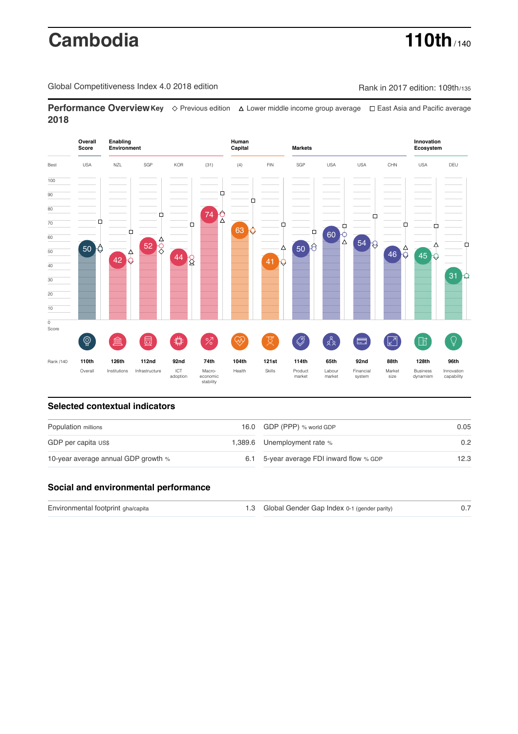# Cambodia

**110th** / 140

Global Competitiveness Index 4.0 2018 edition

Rank in 2017 edition: 109th/135

## Performance Overview 2018

Key: ◇ Previous edition △ Lower middle income group average □ East Asia and Pacific average

| | Overall Score | Institutions | Infrastructure | ICT adoption | Macro-economic stability | Health | Skills | Product market | Labour market | Financial system | Market size | Business dynamism | Innovation capability |
|---|---|---|---|---|---|---|---|---|---|---|---|---|---|
| Pillar group | Overall Score | Enabling Environment | Enabling Environment | Enabling Environment | Enabling Environment | Human Capital | Human Capital | Markets | Markets | Markets | Markets | Innovation Ecosystem | Innovation Ecosystem |
| Best | USA | NZL | SGP | KOR | (31) | (4) | FIN | SGP | USA | USA | CHN | USA | DEU |
| Score | 50 | 42 | 52 | 44 | 74 | 63 | 41 | 50 | 60 | 54 | 46 | 45 | 31 |
| Rank /140 | 110th | 126th | 112nd | 92nd | 74th | 104th | 121st | 114th | 65th | 92nd | 88th | 128th | 96th |

## Selected contextual indicators

| | | | |
|---|---|---|---|
| Population millions | 16.0 | GDP (PPP) % world GDP | 0.05 |
| GDP per capita US$ | 1,389.6 | Unemployment rate % | 0.2 |
| 10-year average annual GDP growth % | 6.1 | 5-year average FDI inward flow % GDP | 12.3 |

## Social and environmental performance

| | | | |
|---|---|---|---|
| Environmental footprint gha/capita | 1.3 | Global Gender Gap Index 0-1 (gender parity) | 0.7 |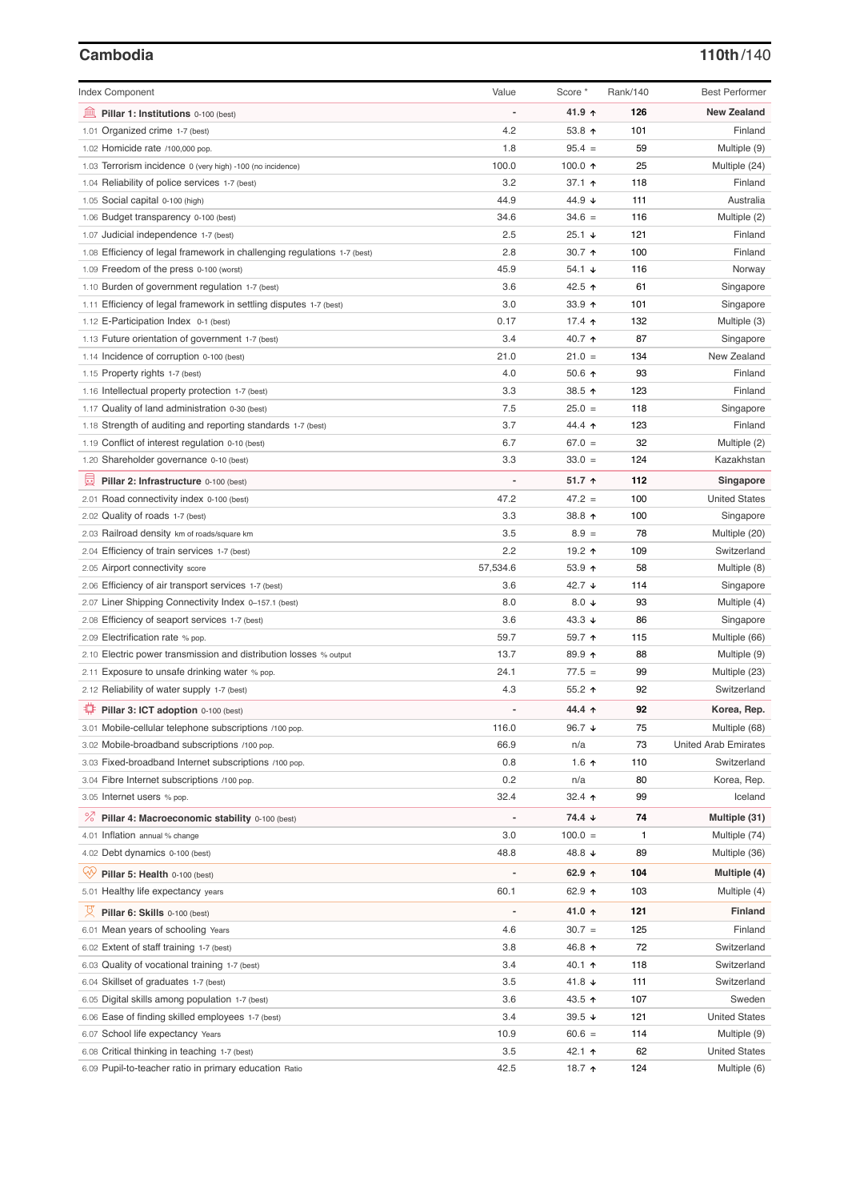## Cambodia

**110th/140**

| Index Component | Value | Score * | Rank/140 | Best Performer |
|---|---|---|---|---|
| **Pillar 1: Institutions** 0-100 (best) | - | **41.9 ↑** | **126** | **New Zealand** |
| 1.01 Organized crime 1-7 (best) | 4.2 | 53.8 ↑ | 101 | Finland |
| 1.02 Homicide rate /100,000 pop. | 1.8 | 95.4 = | 59 | Multiple (9) |
| 1.03 Terrorism incidence 0 (very high) -100 (no incidence) | 100.0 | 100.0 ↑ | 25 | Multiple (24) |
| 1.04 Reliability of police services 1-7 (best) | 3.2 | 37.1 ↑ | 118 | Finland |
| 1.05 Social capital 0-100 (high) | 44.9 | 44.9 ↓ | 111 | Australia |
| 1.06 Budget transparency 0-100 (best) | 34.6 | 34.6 = | 116 | Multiple (2) |
| 1.07 Judicial independence 1-7 (best) | 2.5 | 25.1 ↓ | 121 | Finland |
| 1.08 Efficiency of legal framework in challenging regulations 1-7 (best) | 2.8 | 30.7 ↑ | 100 | Finland |
| 1.09 Freedom of the press 0-100 (worst) | 45.9 | 54.1 ↓ | 116 | Norway |
| 1.10 Burden of government regulation 1-7 (best) | 3.6 | 42.5 ↑ | 61 | Singapore |
| 1.11 Efficiency of legal framework in settling disputes 1-7 (best) | 3.0 | 33.9 ↑ | 101 | Singapore |
| 1.12 E-Participation Index 0-1 (best) | 0.17 | 17.4 ↑ | 132 | Multiple (3) |
| 1.13 Future orientation of government 1-7 (best) | 3.4 | 40.7 ↑ | 87 | Singapore |
| 1.14 Incidence of corruption 0-100 (best) | 21.0 | 21.0 = | 134 | New Zealand |
| 1.15 Property rights 1-7 (best) | 4.0 | 50.6 ↑ | 93 | Finland |
| 1.16 Intellectual property protection 1-7 (best) | 3.3 | 38.5 ↑ | 123 | Finland |
| 1.17 Quality of land administration 0-30 (best) | 7.5 | 25.0 = | 118 | Singapore |
| 1.18 Strength of auditing and reporting standards 1-7 (best) | 3.7 | 44.4 ↑ | 123 | Finland |
| 1.19 Conflict of interest regulation 0-10 (best) | 6.7 | 67.0 = | 32 | Multiple (2) |
| 1.20 Shareholder governance 0-10 (best) | 3.3 | 33.0 = | 124 | Kazakhstan |
| **Pillar 2: Infrastructure** 0-100 (best) | - | **51.7 ↑** | **112** | **Singapore** |
| 2.01 Road connectivity index 0-100 (best) | 47.2 | 47.2 = | 100 | United States |
| 2.02 Quality of roads 1-7 (best) | 3.3 | 38.8 ↑ | 100 | Singapore |
| 2.03 Railroad density km of roads/square km | 3.5 | 8.9 = | 78 | Multiple (20) |
| 2.04 Efficiency of train services 1-7 (best) | 2.2 | 19.2 ↑ | 109 | Switzerland |
| 2.05 Airport connectivity score | 57,534.6 | 53.9 ↑ | 58 | Multiple (8) |
| 2.06 Efficiency of air transport services 1-7 (best) | 3.6 | 42.7 ↓ | 114 | Singapore |
| 2.07 Liner Shipping Connectivity Index 0-157.1 (best) | 8.0 | 8.0 ↓ | 93 | Multiple (4) |
| 2.08 Efficiency of seaport services 1-7 (best) | 3.6 | 43.3 ↓ | 86 | Singapore |
| 2.09 Electrification rate % pop. | 59.7 | 59.7 ↑ | 115 | Multiple (66) |
| 2.10 Electric power transmission and distribution losses % output | 13.7 | 89.9 ↑ | 88 | Multiple (9) |
| 2.11 Exposure to unsafe drinking water % pop. | 24.1 | 77.5 = | 99 | Multiple (23) |
| 2.12 Reliability of water supply 1-7 (best) | 4.3 | 55.2 ↑ | 92 | Switzerland |
| **Pillar 3: ICT adoption** 0-100 (best) | - | **44.4 ↑** | **92** | **Korea, Rep.** |
| 3.01 Mobile-cellular telephone subscriptions /100 pop. | 116.0 | 96.7 ↓ | 75 | Multiple (68) |
| 3.02 Mobile-broadband subscriptions /100 pop. | 66.9 | n/a | 73 | United Arab Emirates |
| 3.03 Fixed-broadband Internet subscriptions /100 pop. | 0.8 | 1.6 ↑ | 110 | Switzerland |
| 3.04 Fibre Internet subscriptions /100 pop. | 0.2 | n/a | 80 | Korea, Rep. |
| 3.05 Internet users % pop. | 32.4 | 32.4 ↑ | 99 | Iceland |
| **Pillar 4: Macroeconomic stability** 0-100 (best) | - | **74.4 ↓** | **74** | **Multiple (31)** |
| 4.01 Inflation annual % change | 3.0 | 100.0 = | 1 | Multiple (74) |
| 4.02 Debt dynamics 0-100 (best) | 48.8 | 48.8 ↓ | 89 | Multiple (36) |
| **Pillar 5: Health** 0-100 (best) | - | **62.9 ↑** | **104** | **Multiple (4)** |
| 5.01 Healthy life expectancy years | 60.1 | 62.9 ↑ | 103 | Multiple (4) |
| **Pillar 6: Skills** 0-100 (best) | - | **41.0 ↑** | **121** | **Finland** |
| 6.01 Mean years of schooling Years | 4.6 | 30.7 = | 125 | Finland |
| 6.02 Extent of staff training 1-7 (best) | 3.8 | 46.8 ↑ | 72 | Switzerland |
| 6.03 Quality of vocational training 1-7 (best) | 3.4 | 40.1 ↑ | 118 | Switzerland |
| 6.04 Skillset of graduates 1-7 (best) | 3.5 | 41.8 ↓ | 111 | Switzerland |
| 6.05 Digital skills among population 1-7 (best) | 3.6 | 43.5 ↑ | 107 | Sweden |
| 6.06 Ease of finding skilled employees 1-7 (best) | 3.4 | 39.5 ↓ | 121 | United States |
| 6.07 School life expectancy Years | 10.9 | 60.6 = | 114 | Multiple (9) |
| 6.08 Critical thinking in teaching 1-7 (best) | 3.5 | 42.1 ↑ | 62 | United States |
| 6.09 Pupil-to-teacher ratio in primary education Ratio | 42.5 | 18.7 ↑ | 124 | Multiple (6) |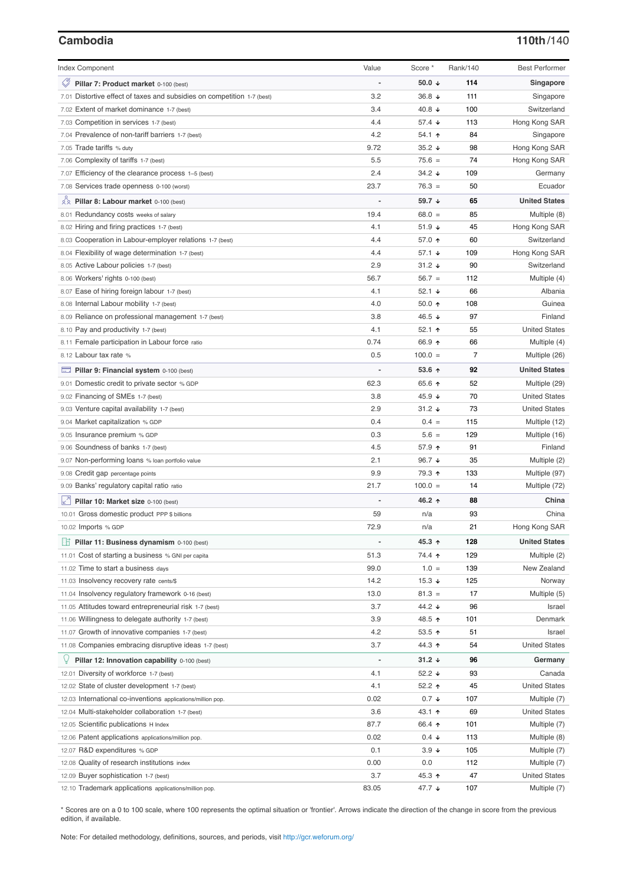## Cambodia

**110th/140**

| Index Component | Value | Score * | Rank/140 | Best Performer |
|---|---|---|---|---|
| **Pillar 7: Product market** 0-100 (best) | - | **50.0 ↓** | **114** | **Singapore** |
| 7.01 Distortive effect of taxes and subsidies on competition 1-7 (best) | 3.2 | 36.8 ↓ | 111 | Singapore |
| 7.02 Extent of market dominance 1-7 (best) | 3.4 | 40.8 ↓ | 100 | Switzerland |
| 7.03 Competition in services 1-7 (best) | 4.4 | 57.4 ↓ | 113 | Hong Kong SAR |
| 7.04 Prevalence of non-tariff barriers 1-7 (best) | 4.2 | 54.1 ↑ | 84 | Singapore |
| 7.05 Trade tariffs % duty | 9.72 | 35.2 ↓ | 98 | Hong Kong SAR |
| 7.06 Complexity of tariffs 1-7 (best) | 5.5 | 75.6 = | 74 | Hong Kong SAR |
| 7.07 Efficiency of the clearance process 1–5 (best) | 2.4 | 34.2 ↓ | 109 | Germany |
| 7.08 Services trade openness 0-100 (worst) | 23.7 | 76.3 = | 50 | Ecuador |
| **Pillar 8: Labour market** 0-100 (best) | - | **59.7 ↓** | **65** | **United States** |
| 8.01 Redundancy costs weeks of salary | 19.4 | 68.0 = | 85 | Multiple (8) |
| 8.02 Hiring and firing practices 1-7 (best) | 4.1 | 51.9 ↓ | 45 | Hong Kong SAR |
| 8.03 Cooperation in Labour-employer relations 1-7 (best) | 4.4 | 57.0 ↑ | 60 | Switzerland |
| 8.04 Flexibility of wage determination 1-7 (best) | 4.4 | 57.1 ↓ | 109 | Hong Kong SAR |
| 8.05 Active Labour policies 1-7 (best) | 2.9 | 31.2 ↓ | 90 | Switzerland |
| 8.06 Workers' rights 0-100 (best) | 56.7 | 56.7 = | 112 | Multiple (4) |
| 8.07 Ease of hiring foreign labour 1-7 (best) | 4.1 | 52.1 ↓ | 66 | Albania |
| 8.08 Internal Labour mobility 1-7 (best) | 4.0 | 50.0 ↑ | 108 | Guinea |
| 8.09 Reliance on professional management 1-7 (best) | 3.8 | 46.5 ↓ | 97 | Finland |
| 8.10 Pay and productivity 1-7 (best) | 4.1 | 52.1 ↑ | 55 | United States |
| 8.11 Female participation in Labour force ratio | 0.74 | 66.9 ↑ | 66 | Multiple (4) |
| 8.12 Labour tax rate % | 0.5 | 100.0 = | 7 | Multiple (26) |
| **Pillar 9: Financial system** 0-100 (best) | - | **53.6 ↑** | **92** | **United States** |
| 9.01 Domestic credit to private sector % GDP | 62.3 | 65.6 ↑ | 52 | Multiple (29) |
| 9.02 Financing of SMEs 1-7 (best) | 3.8 | 45.9 ↓ | 70 | United States |
| 9.03 Venture capital availability 1-7 (best) | 2.9 | 31.2 ↓ | 73 | United States |
| 9.04 Market capitalization % GDP | 0.4 | 0.4 = | 115 | Multiple (12) |
| 9.05 Insurance premium % GDP | 0.3 | 5.6 = | 129 | Multiple (16) |
| 9.06 Soundness of banks 1-7 (best) | 4.5 | 57.9 ↑ | 91 | Finland |
| 9.07 Non-performing loans % loan portfolio value | 2.1 | 96.7 ↓ | 35 | Multiple (2) |
| 9.08 Credit gap percentage points | 9.9 | 79.3 ↑ | 133 | Multiple (97) |
| 9.09 Banks' regulatory capital ratio ratio | 21.7 | 100.0 = | 14 | Multiple (72) |
| **Pillar 10: Market size** 0-100 (best) | - | **46.2 ↑** | **88** | **China** |
| 10.01 Gross domestic product PPP $ billions | 59 | n/a | 93 | China |
| 10.02 Imports % GDP | 72.9 | n/a | 21 | Hong Kong SAR |
| **Pillar 11: Business dynamism** 0-100 (best) | - | **45.3 ↑** | **128** | **United States** |
| 11.01 Cost of starting a business % GNI per capita | 51.3 | 74.4 ↑ | 129 | Multiple (2) |
| 11.02 Time to start a business days | 99.0 | 1.0 = | 139 | New Zealand |
| 11.03 Insolvency recovery rate cents/$ | 14.2 | 15.3 ↓ | 125 | Norway |
| 11.04 Insolvency regulatory framework 0-16 (best) | 13.0 | 81.3 = | 17 | Multiple (5) |
| 11.05 Attitudes toward entrepreneurial risk 1-7 (best) | 3.7 | 44.2 ↓ | 96 | Israel |
| 11.06 Willingness to delegate authority 1-7 (best) | 3.9 | 48.5 ↑ | 101 | Denmark |
| 11.07 Growth of innovative companies 1-7 (best) | 4.2 | 53.5 ↑ | 51 | Israel |
| 11.08 Companies embracing disruptive ideas 1-7 (best) | 3.7 | 44.3 ↑ | 54 | United States |
| **Pillar 12: Innovation capability** 0-100 (best) | - | **31.2 ↓** | **96** | **Germany** |
| 12.01 Diversity of workforce 1-7 (best) | 4.1 | 52.2 ↓ | 93 | Canada |
| 12.02 State of cluster development 1-7 (best) | 4.1 | 52.2 ↑ | 45 | United States |
| 12.03 International co-inventions applications/million pop. | 0.02 | 0.7 ↓ | 107 | Multiple (7) |
| 12.04 Multi-stakeholder collaboration 1-7 (best) | 3.6 | 43.1 ↑ | 69 | United States |
| 12.05 Scientific publications H Index | 87.7 | 66.4 ↑ | 101 | Multiple (7) |
| 12.06 Patent applications applications/million pop. | 0.02 | 0.4 ↓ | 113 | Multiple (8) |
| 12.07 R&D expenditures % GDP | 0.1 | 3.9 ↓ | 105 | Multiple (7) |
| 12.08 Quality of research institutions index | 0.00 | 0.0 | 112 | Multiple (7) |
| 12.09 Buyer sophistication 1-7 (best) | 3.7 | 45.3 ↑ | 47 | United States |
| 12.10 Trademark applications applications/million pop. | 83.05 | 47.7 ↓ | 107 | Multiple (7) |

* Scores are on a 0 to 100 scale, where 100 represents the optimal situation or 'frontier'. Arrows indicate the direction of the change in score from the previous edition, if available.

Note: For detailed methodology, definitions, sources, and periods, visit http://gcr.weforum.org/